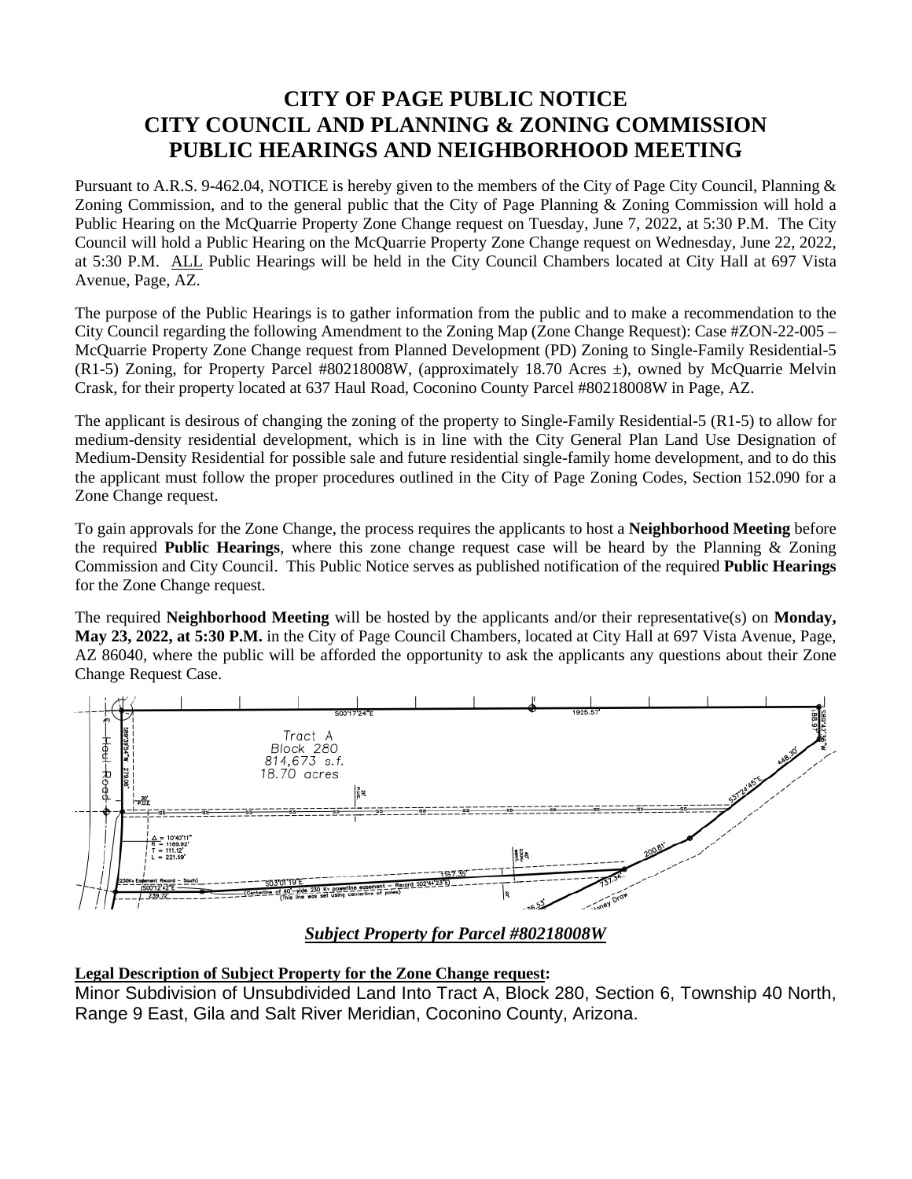# CITY OF PAGE PUBLIC NOTICE
# CITY COUNCIL AND PLANNING & ZONING COMMISSION
# PUBLIC HEARINGS AND NEIGHBORHOOD MEETING

Pursuant to A.R.S. 9-462.04, NOTICE is hereby given to the members of the City of Page City Council, Planning & Zoning Commission, and to the general public that the City of Page Planning & Zoning Commission will hold a Public Hearing on the McQuarrie Property Zone Change request on Tuesday, June 7, 2022, at 5:30 P.M. The City Council will hold a Public Hearing on the McQuarrie Property Zone Change request on Wednesday, June 22, 2022, at 5:30 P.M. ALL Public Hearings will be held in the City Council Chambers located at City Hall at 697 Vista Avenue, Page, AZ.

The purpose of the Public Hearings is to gather information from the public and to make a recommendation to the City Council regarding the following Amendment to the Zoning Map (Zone Change Request): Case #ZON-22-005 – McQuarrie Property Zone Change request from Planned Development (PD) Zoning to Single-Family Residential-5 (R1-5) Zoning, for Property Parcel #80218008W, (approximately 18.70 Acres ±), owned by McQuarrie Melvin Crask, for their property located at 637 Haul Road, Coconino County Parcel #80218008W in Page, AZ.

The applicant is desirous of changing the zoning of the property to Single-Family Residential-5 (R1-5) to allow for medium-density residential development, which is in line with the City General Plan Land Use Designation of Medium-Density Residential for possible sale and future residential single-family home development, and to do this the applicant must follow the proper procedures outlined in the City of Page Zoning Codes, Section 152.090 for a Zone Change request.

To gain approvals for the Zone Change, the process requires the applicants to host a **Neighborhood Meeting** before the required **Public Hearings**, where this zone change request case will be heard by the Planning & Zoning Commission and City Council. This Public Notice serves as published notification of the required **Public Hearings** for the Zone Change request.

The required **Neighborhood Meeting** will be hosted by the applicants and/or their representative(s) on **Monday, May 23, 2022, at 5:30 P.M.** in the City of Page Council Chambers, located at City Hall at 697 Vista Avenue, Page, AZ 86040, where the public will be afforded the opportunity to ask the applicants any questions about their Zone Change Request Case.

***Subject Property for Parcel #80218008W***

**Legal Description of Subject Property for the Zone Change request:**

Minor Subdivision of Unsubdivided Land Into Tract A, Block 280, Section 6, Township 40 North, Range 9 East, Gila and Salt River Meridian, Coconino County, Arizona.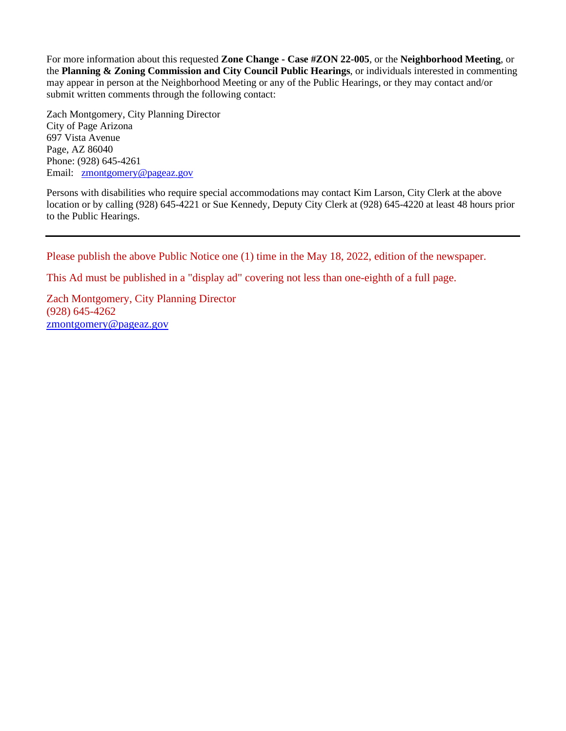For more information about this requested **Zone Change - Case #ZON 22-005**, or the **Neighborhood Meeting**, or the **Planning & Zoning Commission and City Council Public Hearings**, or individuals interested in commenting may appear in person at the Neighborhood Meeting or any of the Public Hearings, or they may contact and/or submit written comments through the following contact:

Zach Montgomery, City Planning Director
City of Page Arizona
697 Vista Avenue
Page, AZ 86040
Phone: (928) 645-4261
Email: zmontgomery@pageaz.gov

Persons with disabilities who require special accommodations may contact Kim Larson, City Clerk at the above location or by calling (928) 645-4221 or Sue Kennedy, Deputy City Clerk at (928) 645-4220 at least 48 hours prior to the Public Hearings.

---

Please publish the above Public Notice one (1) time in the May 18, 2022, edition of the newspaper.

This Ad must be published in a "display ad" covering not less than one-eighth of a full page.

Zach Montgomery, City Planning Director
(928) 645-4262
zmontgomery@pageaz.gov